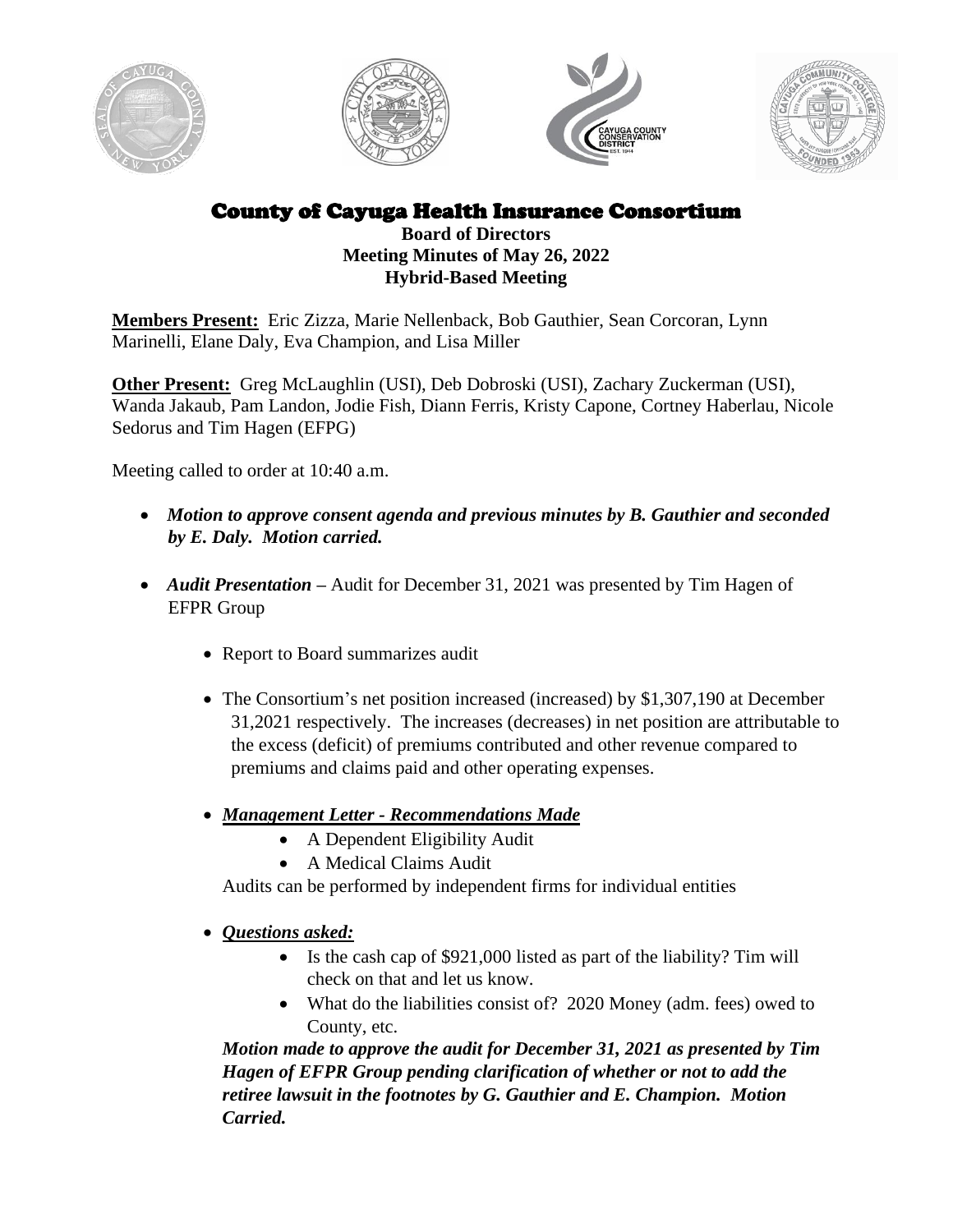# County of Cayuga Health Insurance Consortium

**Board of Directors**
**Meeting Minutes of May 26, 2022**
**Hybrid-Based Meeting**

**Members Present:** Eric Zizza, Marie Nellenback, Bob Gauthier, Sean Corcoran, Lynn Marinelli, Elane Daly, Eva Champion, and Lisa Miller

**Other Present:** Greg McLaughlin (USI), Deb Dobroski (USI), Zachary Zuckerman (USI), Wanda Jakaub, Pam Landon, Jodie Fish, Diann Ferris, Kristy Capone, Cortney Haberlau, Nicole Sedorus and Tim Hagen (EFPG)

Meeting called to order at 10:40 a.m.

- ***Motion to approve consent agenda and previous minutes by B. Gauthier and seconded by E. Daly. Motion carried.***
- ***Audit Presentation –*** Audit for December 31, 2021 was presented by Tim Hagen of EFPR Group
  - Report to Board summarizes audit
  - The Consortium's net position increased (increased) by $1,307,190 at December 31,2021 respectively. The increases (decreases) in net position are attributable to the excess (deficit) of premiums contributed and other revenue compared to premiums and claims paid and other operating expenses.
  - ***Management Letter - Recommendations Made***
    - A Dependent Eligibility Audit
    - A Medical Claims Audit

    Audits can be performed by independent firms for individual entities
  - ***Questions asked:***
    - Is the cash cap of $921,000 listed as part of the liability? Tim will check on that and let us know.
    - What do the liabilities consist of? 2020 Money (adm. fees) owed to County, etc.

    ***Motion made to approve the audit for December 31, 2021 as presented by Tim Hagen of EFPR Group pending clarification of whether or not to add the retiree lawsuit in the footnotes by G. Gauthier and E. Champion. Motion Carried.***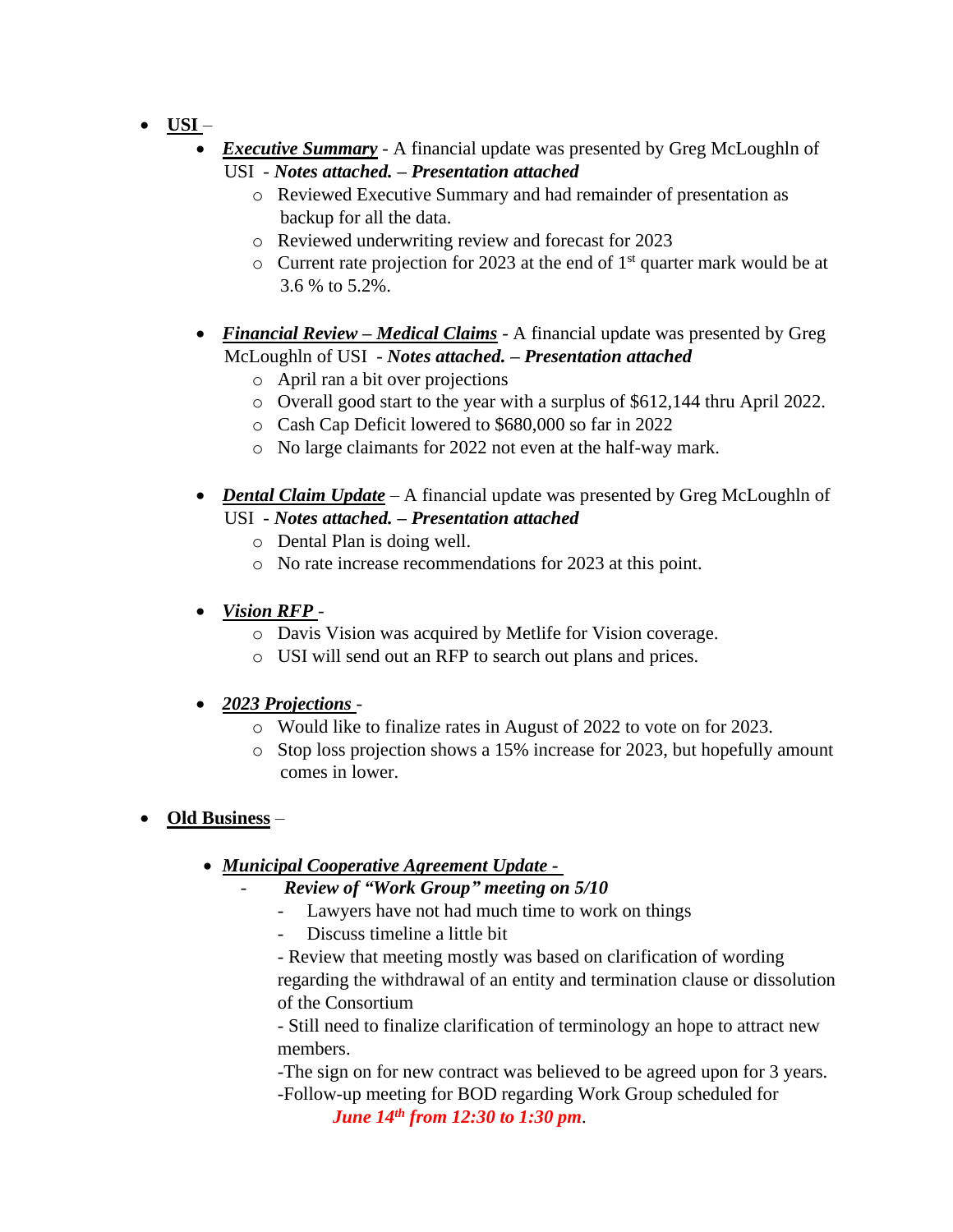- **<u>USI</u>** –
  - ***<u>Executive Summary</u>*** - A financial update was presented by Greg McLoughln of USI - ***Notes attached. – Presentation attached***
    - Reviewed Executive Summary and had remainder of presentation as backup for all the data.
    - Reviewed underwriting review and forecast for 2023
    - Current rate projection for 2023 at the end of 1st quarter mark would be at 3.6 % to 5.2%.

  - ***<u>Financial Review – Medical Claims</u>*** - A financial update was presented by Greg McLoughln of USI - ***Notes attached. – Presentation attached***
    - April ran a bit over projections
    - Overall good start to the year with a surplus of $612,144 thru April 2022.
    - Cash Cap Deficit lowered to $680,000 so far in 2022
    - No large claimants for 2022 not even at the half-way mark.

  - ***<u>Dental Claim Update</u>*** – A financial update was presented by Greg McLoughln of USI - ***Notes attached. – Presentation attached***
    - Dental Plan is doing well.
    - No rate increase recommendations for 2023 at this point.

  - ***<u>Vision RFP</u>*** -
    - Davis Vision was acquired by Metlife for Vision coverage.
    - USI will send out an RFP to search out plans and prices.

  - ***<u>2023 Projections</u>*** -
    - Would like to finalize rates in August of 2022 to vote on for 2023.
    - Stop loss projection shows a 15% increase for 2023, but hopefully amount comes in lower.

- **<u>Old Business</u>** –

  - ***<u>Municipal Cooperative Agreement Update -</u>***
    - ***Review of "Work Group" meeting on 5/10***
      - Lawyers have not had much time to work on things
      - Discuss timeline a little bit

      - Review that meeting mostly was based on clarification of wording regarding the withdrawal of an entity and termination clause or dissolution of the Consortium

      - Still need to finalize clarification of terminology an hope to attract new members.

      -The sign on for new contract was believed to be agreed upon for 3 years.

      -Follow-up meeting for BOD regarding Work Group scheduled for ***June 14th from 12:30 to 1:30 pm***.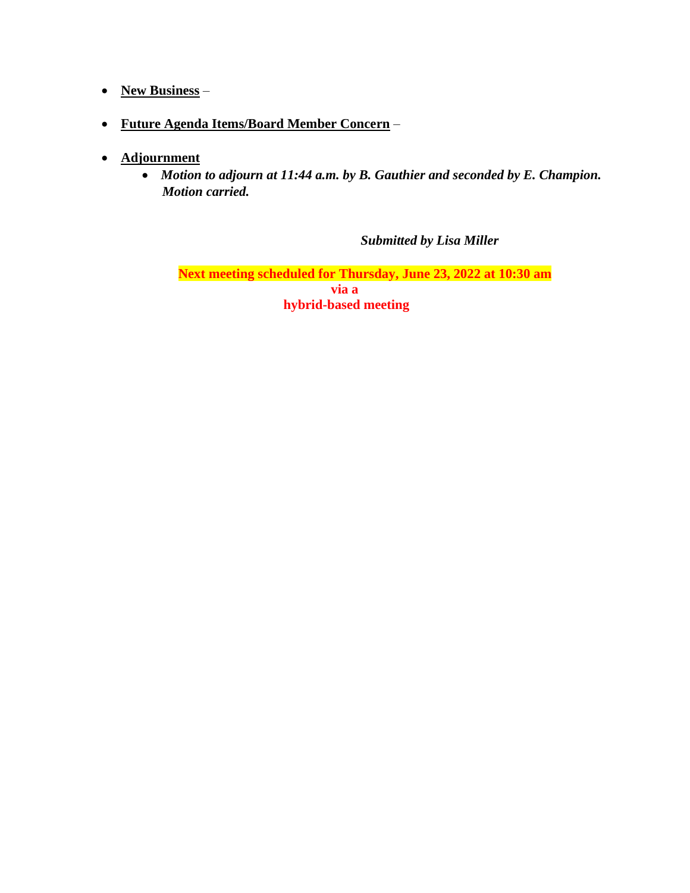- **New Business** –
- **Future Agenda Items/Board Member Concern** –
- **Adjournment**
  - ***Motion to adjourn at 11:44 a.m. by B. Gauthier and seconded by E. Champion. Motion carried.***

***Submitted by Lisa Miller***

**Next meeting scheduled for Thursday, June 23, 2022 at 10:30 am via a hybrid-based meeting**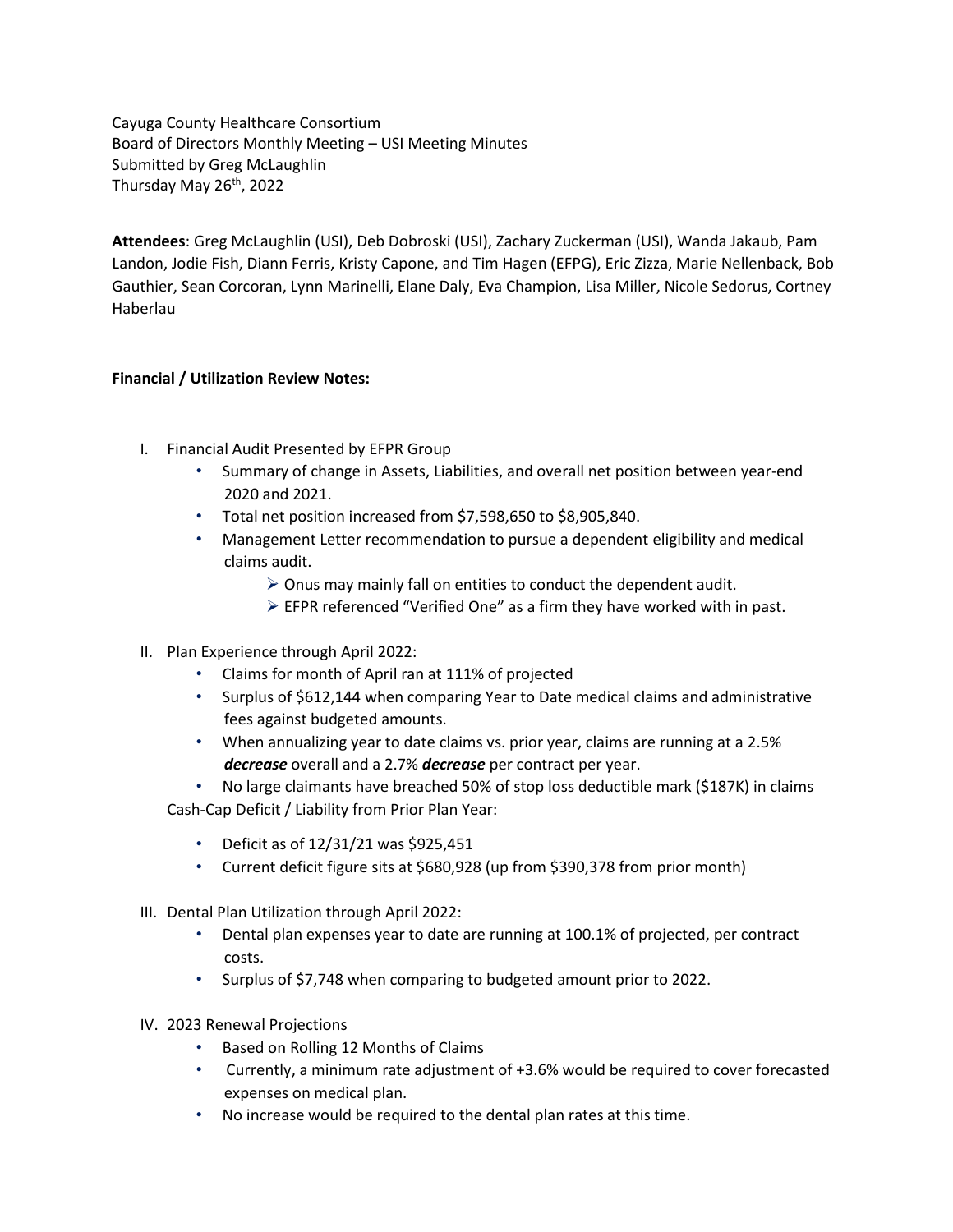Cayuga County Healthcare Consortium
Board of Directors Monthly Meeting – USI Meeting Minutes
Submitted by Greg McLaughlin
Thursday May 26th, 2022

**Attendees**: Greg McLaughlin (USI), Deb Dobroski (USI), Zachary Zuckerman (USI), Wanda Jakaub, Pam Landon, Jodie Fish, Diann Ferris, Kristy Capone, and Tim Hagen (EFPG), Eric Zizza, Marie Nellenback, Bob Gauthier, Sean Corcoran, Lynn Marinelli, Elane Daly, Eva Champion, Lisa Miller, Nicole Sedorus, Cortney Haberlau

**Financial / Utilization Review Notes:**

I. Financial Audit Presented by EFPR Group
   - Summary of change in Assets, Liabilities, and overall net position between year-end 2020 and 2021.
   - Total net position increased from $7,598,650 to $8,905,840.
   - Management Letter recommendation to pursue a dependent eligibility and medical claims audit.
     - Onus may mainly fall on entities to conduct the dependent audit.
     - EFPR referenced "Verified One" as a firm they have worked with in past.

II. Plan Experience through April 2022:
   - Claims for month of April ran at 111% of projected
   - Surplus of $612,144 when comparing Year to Date medical claims and administrative fees against budgeted amounts.
   - When annualizing year to date claims vs. prior year, claims are running at a 2.5% ***decrease*** overall and a 2.7% ***decrease*** per contract per year.
   - No large claimants have breached 50% of stop loss deductible mark ($187K) in claims

   Cash-Cap Deficit / Liability from Prior Plan Year:

   - Deficit as of 12/31/21 was $925,451
   - Current deficit figure sits at $680,928 (up from $390,378 from prior month)

III. Dental Plan Utilization through April 2022:
   - Dental plan expenses year to date are running at 100.1% of projected, per contract costs.
   - Surplus of $7,748 when comparing to budgeted amount prior to 2022.

IV. 2023 Renewal Projections
   - Based on Rolling 12 Months of Claims
   - Currently, a minimum rate adjustment of +3.6% would be required to cover forecasted expenses on medical plan.
   - No increase would be required to the dental plan rates at this time.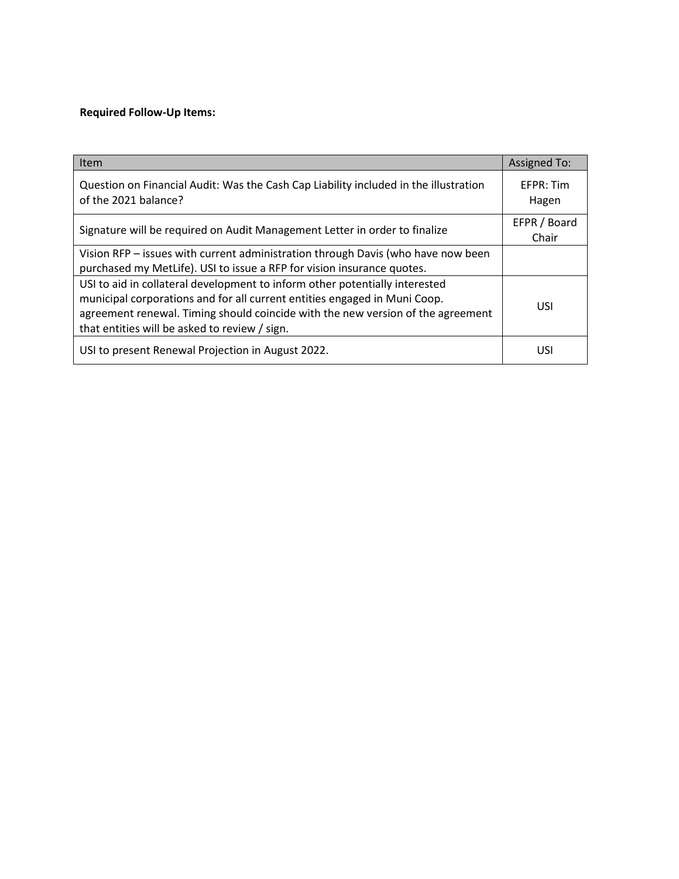**Required Follow-Up Items:**

| Item | Assigned To: |
|---|---|
| Question on Financial Audit: Was the Cash Cap Liability included in the illustration of the 2021 balance? | EFPR: Tim Hagen |
| Signature will be required on Audit Management Letter in order to finalize | EFPR / Board Chair |
| Vision RFP – issues with current administration through Davis (who have now been purchased my MetLife). USI to issue a RFP for vision insurance quotes. | |
| USI to aid in collateral development to inform other potentially interested municipal corporations and for all current entities engaged in Muni Coop. agreement renewal. Timing should coincide with the new version of the agreement that entities will be asked to review / sign. | USI |
| USI to present Renewal Projection in August 2022. | USI |